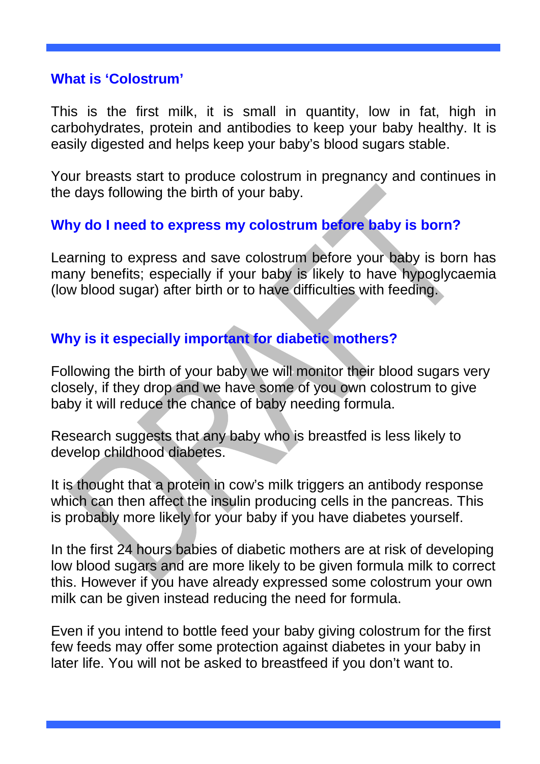## What is 'Colostrum'

This is the first milk, it is small in quantity, low in fat, high in carbohydrates, protein and antibodies to keep your baby healthy. It is easily digested and helps keep your baby's blood sugars stable.

Your breasts start to produce colostrum in pregnancy and continues in the days following the birth of your baby.

## Why do I need to express my colostrum before baby is born?

Learning to express and save colostrum before your baby is born has many benefits; especially if your baby is likely to have hypoglycaemia (low blood sugar) after birth or to have difficulties with feeding.

## Why is it especially important for diabetic mothers?

Following the birth of your baby we will monitor their blood sugars very closely, if they drop and we have some of you own colostrum to give baby it will reduce the chance of baby needing formula.

Research suggests that any baby who is breastfed is less likely to develop childhood diabetes.

It is thought that a protein in cow's milk triggers an antibody response which can then affect the insulin producing cells in the pancreas. This is probably more likely for your baby if you have diabetes yourself.

In the first 24 hours babies of diabetic mothers are at risk of developing low blood sugars and are more likely to be given formula milk to correct this. However if you have already expressed some colostrum your own milk can be given instead reducing the need for formula.

Even if you intend to bottle feed your baby giving colostrum for the first few feeds may offer some protection against diabetes in your baby in later life. You will not be asked to breastfeed if you don't want to.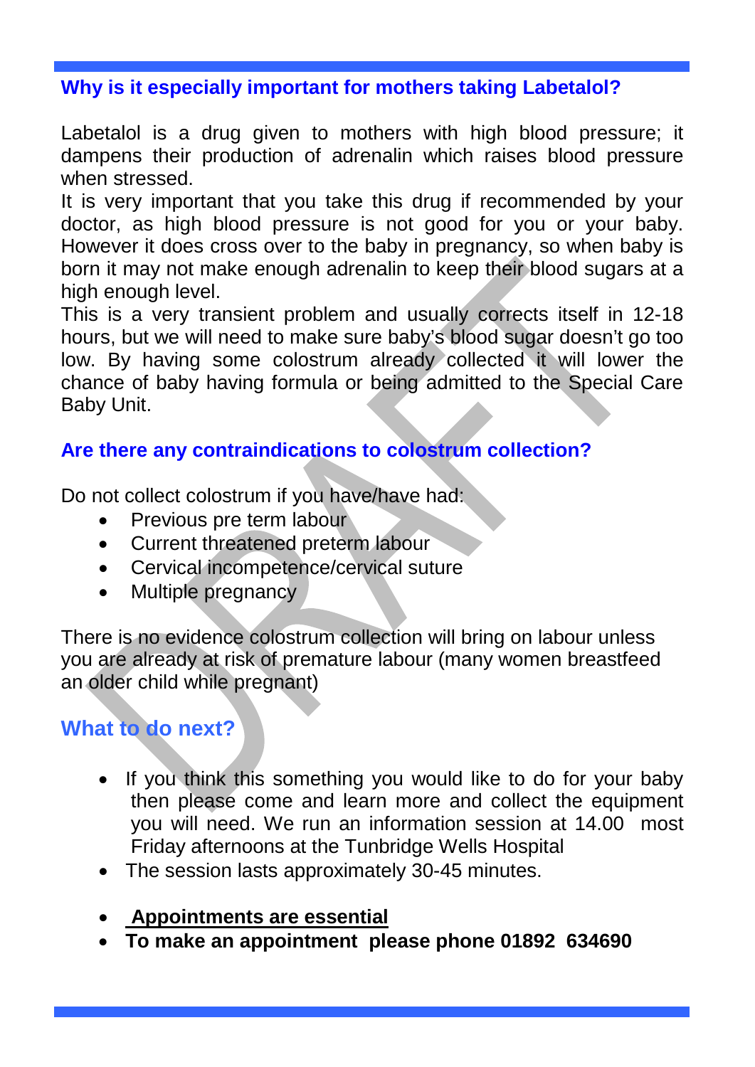## Why is it especially important for mothers taking Labetalol?

Labetalol is a drug given to mothers with high blood pressure; it dampens their production of adrenalin which raises blood pressure when stressed.
It is very important that you take this drug if recommended by your doctor, as high blood pressure is not good for you or your baby. However it does cross over to the baby in pregnancy, so when baby is born it may not make enough adrenalin to keep their blood sugars at a high enough level.
This is a very transient problem and usually corrects itself in 12-18 hours, but we will need to make sure baby's blood sugar doesn't go too low. By having some colostrum already collected it will lower the chance of baby having formula or being admitted to the Special Care Baby Unit.

## Are there any contraindications to colostrum collection?

Do not collect colostrum if you have/have had:

- Previous pre term labour
- Current threatened preterm labour
- Cervical incompetence/cervical suture
- Multiple pregnancy

There is no evidence colostrum collection will bring on labour unless you are already at risk of premature labour (many women breastfeed an older child while pregnant)

## What to do next?

- If you think this something you would like to do for your baby then please come and learn more and collect the equipment you will need. We run an information session at 14.00 most Friday afternoons at the Tunbridge Wells Hospital
- The session lasts approximately 30-45 minutes.

- **Appointments are essential**
- **To make an appointment please phone 01892 634690**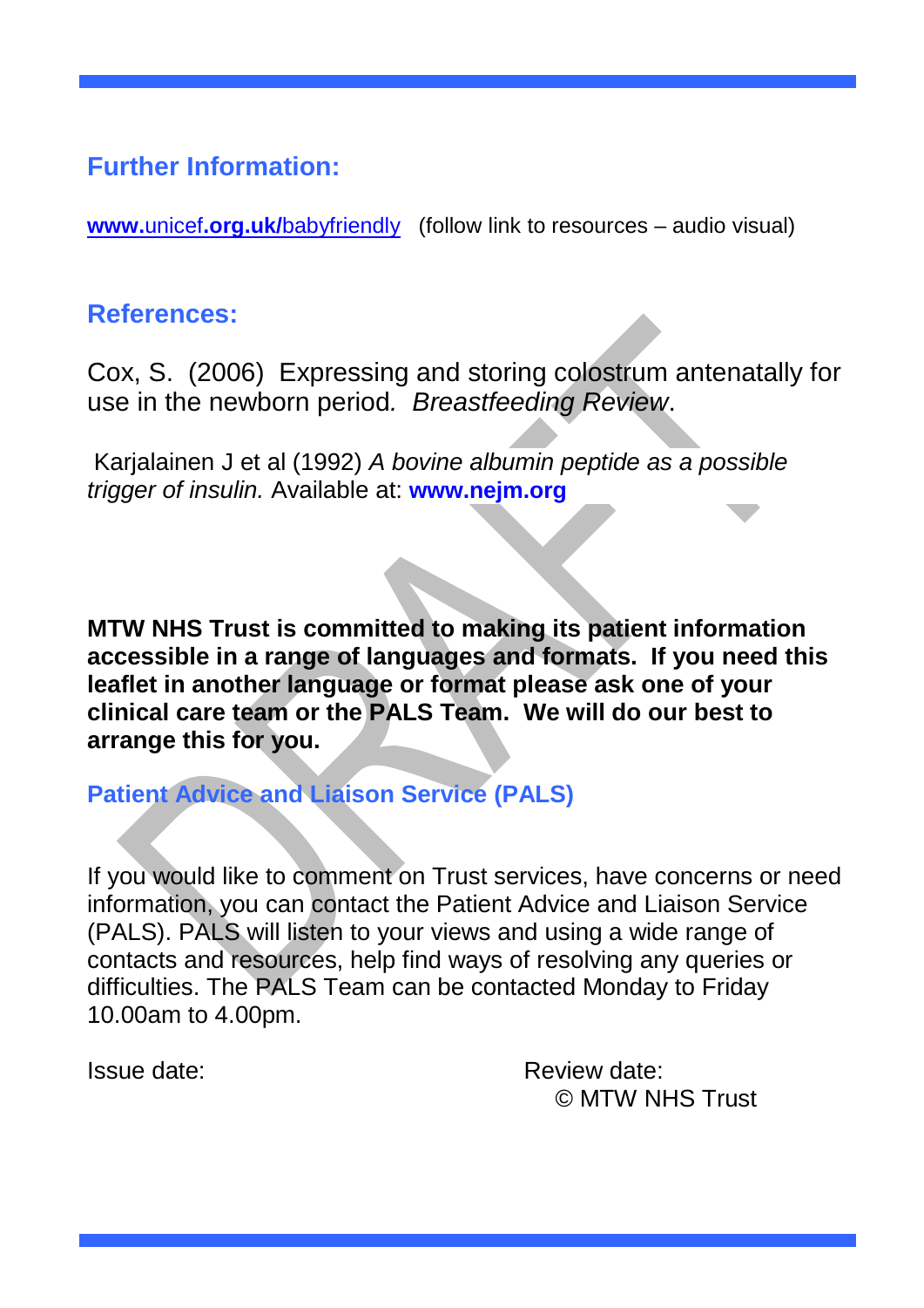## Further Information:

www.unicef.org.uk/babyfriendly (follow link to resources – audio visual)

## References:

Cox, S. (2006) Expressing and storing colostrum antenatally for use in the newborn period. *Breastfeeding Review*.

Karjalainen J et al (1992) *A bovine albumin peptide as a possible trigger of insulin.* Available at: **www.nejm.org**

**MTW NHS Trust is committed to making its patient information accessible in a range of languages and formats. If you need this leaflet in another language or format please ask one of your clinical care team or the PALS Team. We will do our best to arrange this for you.**

### Patient Advice and Liaison Service (PALS)

If you would like to comment on Trust services, have concerns or need information, you can contact the Patient Advice and Liaison Service (PALS). PALS will listen to your views and using a wide range of contacts and resources, help find ways of resolving any queries or difficulties. The PALS Team can be contacted Monday to Friday 10.00am to 4.00pm.

Issue date: Review date:

© MTW NHS Trust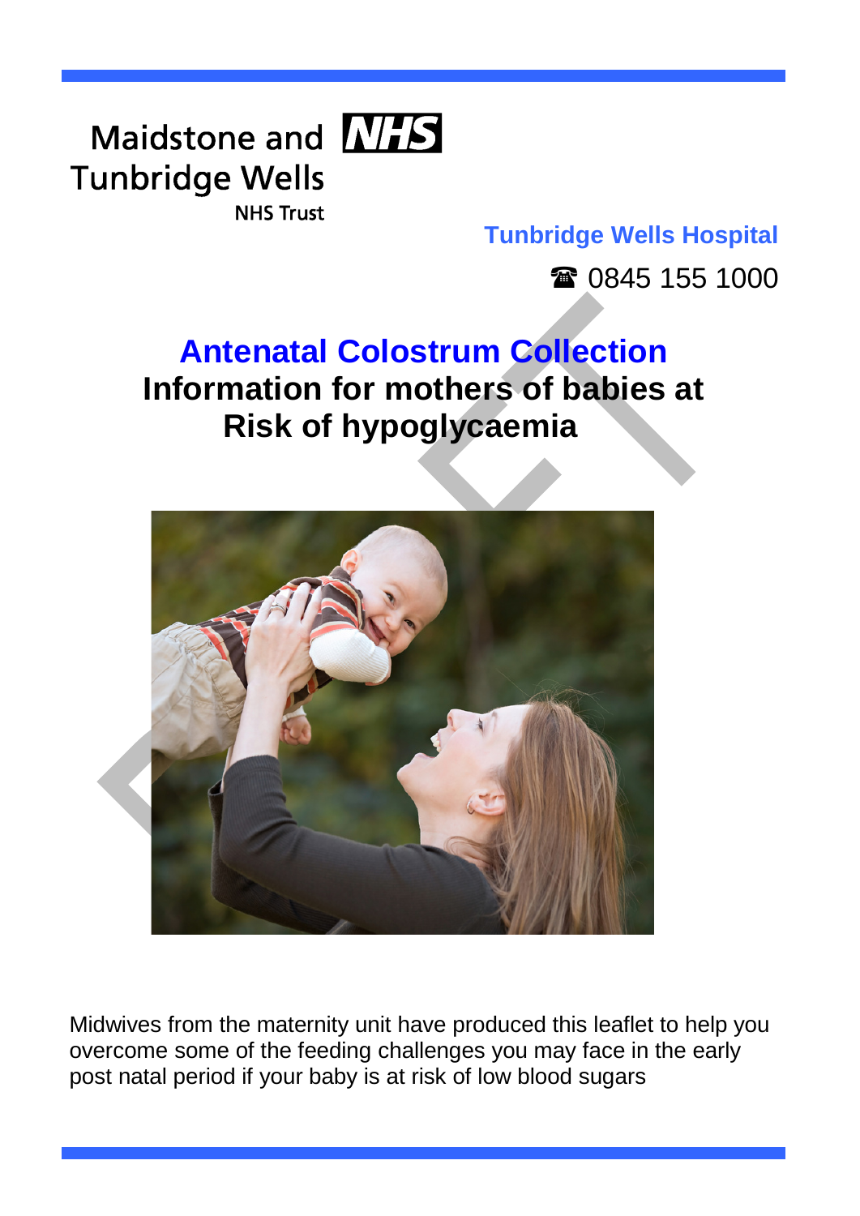Maidstone and Tunbridge Wells NHS Trust

**Tunbridge Wells Hospital**

☎ 0845 155 1000

# Antenatal Colostrum Collection

## Information for mothers of babies at Risk of hypoglycaemia

Midwives from the maternity unit have produced this leaflet to help you overcome some of the feeding challenges you may face in the early post natal period if your baby is at risk of low blood sugars